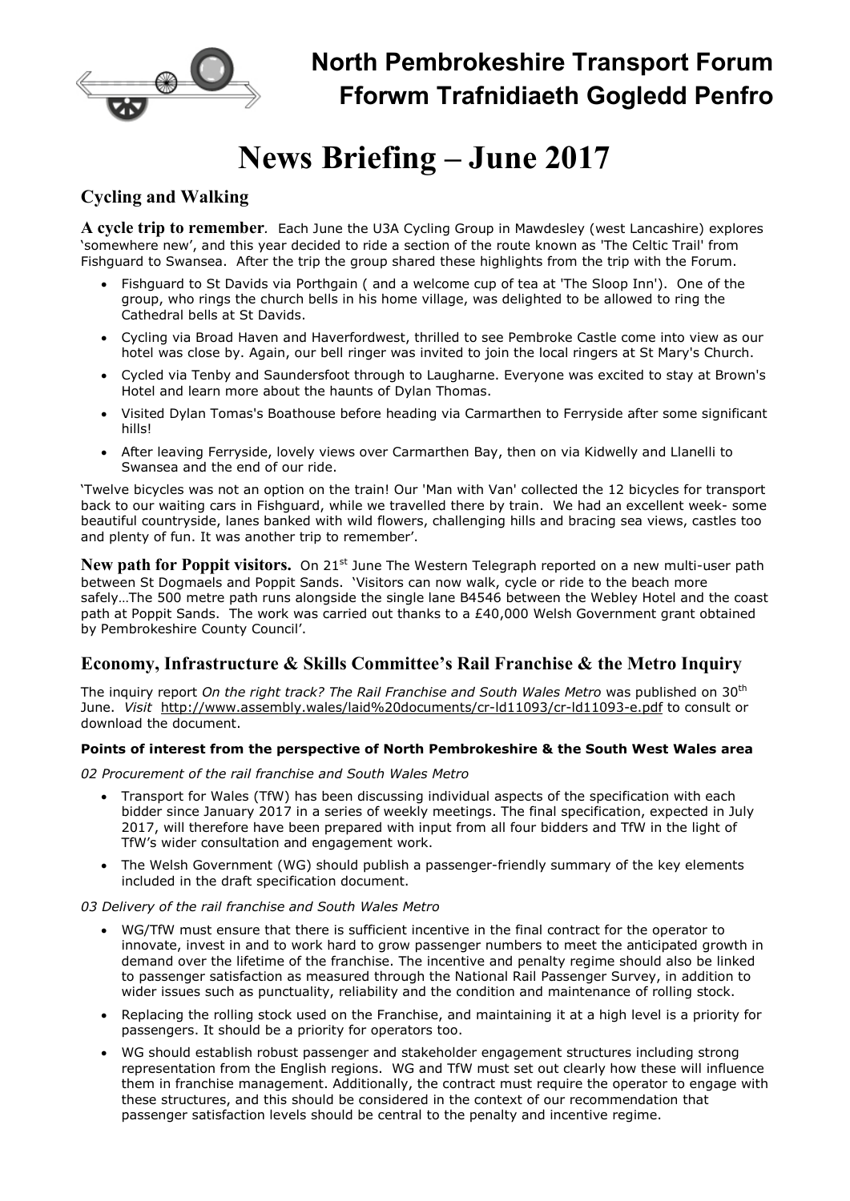# North Pembrokeshire Transport Forum
# Fforwm Trafnidiaeth Gogledd Penfro

# News Briefing – June 2017

## Cycling and Walking

**A cycle trip to remember**. Each June the U3A Cycling Group in Mawdesley (west Lancashire) explores 'somewhere new', and this year decided to ride a section of the route known as 'The Celtic Trail' from Fishguard to Swansea. After the trip the group shared these highlights from the trip with the Forum.

- Fishguard to St Davids via Porthgain ( and a welcome cup of tea at 'The Sloop Inn'). One of the group, who rings the church bells in his home village, was delighted to be allowed to ring the Cathedral bells at St Davids.
- Cycling via Broad Haven and Haverfordwest, thrilled to see Pembroke Castle come into view as our hotel was close by. Again, our bell ringer was invited to join the local ringers at St Mary's Church.
- Cycled via Tenby and Saundersfoot through to Laugharne. Everyone was excited to stay at Brown's Hotel and learn more about the haunts of Dylan Thomas.
- Visited Dylan Tomas's Boathouse before heading via Carmarthen to Ferryside after some significant hills!
- After leaving Ferryside, lovely views over Carmarthen Bay, then on via Kidwelly and Llanelli to Swansea and the end of our ride.

'Twelve bicycles was not an option on the train! Our 'Man with Van' collected the 12 bicycles for transport back to our waiting cars in Fishguard, while we travelled there by train. We had an excellent week- some beautiful countryside, lanes banked with wild flowers, challenging hills and bracing sea views, castles too and plenty of fun. It was another trip to remember'.

**New path for Poppit visitors.** On 21st June The Western Telegraph reported on a new multi-user path between St Dogmaels and Poppit Sands. 'Visitors can now walk, cycle or ride to the beach more safely…The 500 metre path runs alongside the single lane B4546 between the Webley Hotel and the coast path at Poppit Sands. The work was carried out thanks to a £40,000 Welsh Government grant obtained by Pembrokeshire County Council'.

## Economy, Infrastructure & Skills Committee's Rail Franchise & the Metro Inquiry

The inquiry report *On the right track? The Rail Franchise and South Wales Metro* was published on 30th June. *Visit* http://www.assembly.wales/laid%20documents/cr-ld11093/cr-ld11093-e.pdf to consult or download the document.

**Points of interest from the perspective of North Pembrokeshire & the South West Wales area**

*02 Procurement of the rail franchise and South Wales Metro*

- Transport for Wales (TfW) has been discussing individual aspects of the specification with each bidder since January 2017 in a series of weekly meetings. The final specification, expected in July 2017, will therefore have been prepared with input from all four bidders and TfW in the light of TfW's wider consultation and engagement work.
- The Welsh Government (WG) should publish a passenger-friendly summary of the key elements included in the draft specification document.

*03 Delivery of the rail franchise and South Wales Metro*

- WG/TfW must ensure that there is sufficient incentive in the final contract for the operator to innovate, invest in and to work hard to grow passenger numbers to meet the anticipated growth in demand over the lifetime of the franchise. The incentive and penalty regime should also be linked to passenger satisfaction as measured through the National Rail Passenger Survey, in addition to wider issues such as punctuality, reliability and the condition and maintenance of rolling stock.
- Replacing the rolling stock used on the Franchise, and maintaining it at a high level is a priority for passengers. It should be a priority for operators too.
- WG should establish robust passenger and stakeholder engagement structures including strong representation from the English regions. WG and TfW must set out clearly how these will influence them in franchise management. Additionally, the contract must require the operator to engage with these structures, and this should be considered in the context of our recommendation that passenger satisfaction levels should be central to the penalty and incentive regime.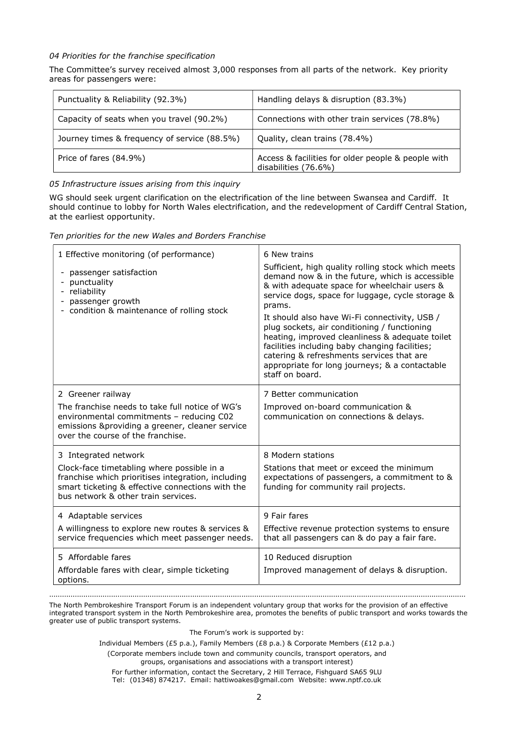*04 Priorities for the franchise specification*

The Committee's survey received almost 3,000 responses from all parts of the network. Key priority areas for passengers were:

| | |
|---|---|
| Punctuality & Reliability (92.3%) | Handling delays & disruption (83.3%) |
| Capacity of seats when you travel (90.2%) | Connections with other train services (78.8%) |
| Journey times & frequency of service (88.5%) | Quality, clean trains (78.4%) |
| Price of fares (84.9%) | Access & facilities for older people & people with disabilities (76.6%) |

*05 Infrastructure issues arising from this inquiry*

WG should seek urgent clarification on the electrification of the line between Swansea and Cardiff. It should continue to lobby for North Wales electrification, and the redevelopment of Cardiff Central Station, at the earliest opportunity.

*Ten priorities for the new Wales and Borders Franchise*

| | |
|---|---|
| 1 Effective monitoring (of performance)<br>- passenger satisfaction<br>- punctuality<br>- reliability<br>- passenger growth<br>- condition & maintenance of rolling stock | 6 New trains<br>Sufficient, high quality rolling stock which meets demand now & in the future, which is accessible & with adequate space for wheelchair users & service dogs, space for luggage, cycle storage & prams.<br>It should also have Wi-Fi connectivity, USB / plug sockets, air conditioning / functioning heating, improved cleanliness & adequate toilet facilities including baby changing facilities; catering & refreshments services that are appropriate for long journeys; & a contactable staff on board. |
| 2 Greener railway<br>The franchise needs to take full notice of WG's environmental commitments – reducing C02 emissions &providing a greener, cleaner service over the course of the franchise. | 7 Better communication<br>Improved on-board communication & communication on connections & delays. |
| 3 Integrated network<br>Clock-face timetabling where possible in a franchise which prioritises integration, including smart ticketing & effective connections with the bus network & other train services. | 8 Modern stations<br>Stations that meet or exceed the minimum expectations of passengers, a commitment to & funding for community rail projects. |
| 4 Adaptable services<br>A willingness to explore new routes & services & service frequencies which meet passenger needs. | 9 Fair fares<br>Effective revenue protection systems to ensure that all passengers can & do pay a fair fare. |
| 5 Affordable fares<br>Affordable fares with clear, simple ticketing options. | 10 Reduced disruption<br>Improved management of delays & disruption. |

---

The North Pembrokeshire Transport Forum is an independent voluntary group that works for the provision of an effective integrated transport system in the North Pembrokeshire area, promotes the benefits of public transport and works towards the greater use of public transport systems.

The Forum's work is supported by:

Individual Members (£5 p.a.), Family Members (£8 p.a.) & Corporate Members (£12 p.a.)

(Corporate members include town and community councils, transport operators, and groups, organisations and associations with a transport interest)

For further information, contact the Secretary, 2 Hill Terrace, Fishguard SA65 9LU
Tel: (01348) 874217. Email: hattiwoakes@gmail.com Website: www.nptf.co.uk